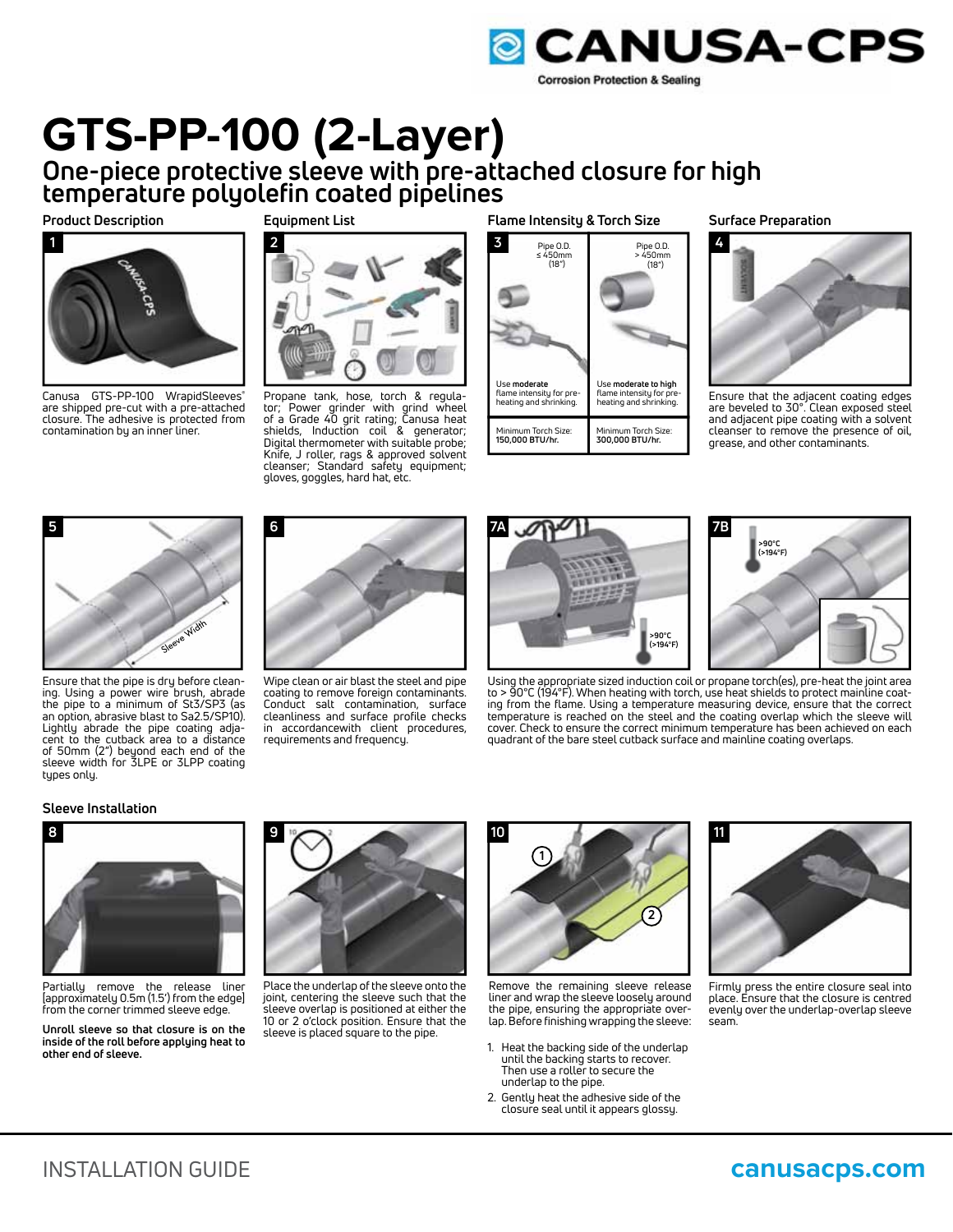# GTS-PP-100 (2-Layer)

## One-piece protective sleeve with pre-attached closure for high temperature polyolefin coated pipelines

### Product Description

**1**

Canusa GTS-PP-100 WrapidSleeves® are shipped pre-cut with a pre-attached closure. The adhesive is protected from contamination by an inner liner.

### Equipment List

**2**

Propane tank, hose, torch & regulator; Power grinder with grind wheel of a Grade 40 grit rating; Canusa heat shields, Induction coil & generator; Digital thermometer with suitable probe; Knife, J roller, rags & approved solvent cleanser; Standard safety equipment; gloves, goggles, hard hat, etc.

### Flame Intensity & Torch Size

**3**

| Pipe O.D. ≤ 450mm (18") | Pipe O.D. > 450mm (18") |
|---|---|
| Use **moderate** flame intensity for pre-heating and shrinking. | Use **moderate to high** flame intensity for pre-heating and shrinking. |
| Minimum Torch Size: **150,000 BTU/hr.** | Minimum Torch Size: **300,000 BTU/hr.** |

### Surface Preparation

**4**

Ensure that the adjacent coating edges are beveled to 30°. Clean exposed steel and adjacent pipe coating with a solvent cleanser to remove the presence of oil, grease, and other contaminants.

**5**

Ensure that the pipe is dry before cleaning. Using a power wire brush, abrade the pipe to a minimum of St3/SP3 (as an option, abrasive blast to Sa2.5/SP10). Lightly abrade the pipe coating adjacent to the cutback area to a distance of 50mm (2") beyond each end of the sleeve width for 3LPE or 3LPP coating types only.

**6**

Wipe clean or air blast the steel and pipe coating to remove foreign contaminants. Conduct salt contamination, surface cleanliness and surface profile checks in accordancewith client procedures, requirements and frequency.

**7A** / **7B**

>90°C (>194°F)

Using the appropriate sized induction coil or propane torch(es), pre-heat the joint area to > 90°C (194°F). When heating with torch, use heat shields to protect mainline coating from the flame. Using a temperature measuring device, ensure that the correct temperature is reached on the steel and the coating overlap which the sleeve will cover. Check to ensure the correct minimum temperature has been achieved on each quadrant of the bare steel cutback surface and mainline coating overlaps.

### Sleeve Installation

**8**

Partially remove the release liner [approximately 0.5m (1.5') from the edge] from the corner trimmed sleeve edge.

**Unroll sleeve so that closure is on the inside of the roll before applying heat to other end of sleeve.**

**9**

Place the underlap of the sleeve onto the joint, centering the sleeve such that the sleeve overlap is positioned at either the 10 or 2 o'clock position. Ensure that the sleeve is placed square to the pipe.

**10**

Remove the remaining sleeve release liner and wrap the sleeve loosely around the pipe, ensuring the appropriate overlap. Before finishing wrapping the sleeve:

1. Heat the backing side of the underlap until the backing starts to recover. Then use a roller to secure the underlap to the pipe.
2. Gently heat the adhesive side of the closure seal until it appears glossy.

**11**

Firmly press the entire closure seal into place. Ensure that the closure is centred evenly over the underlap-overlap sleeve seam.

INSTALLATION GUIDE

canusacps.com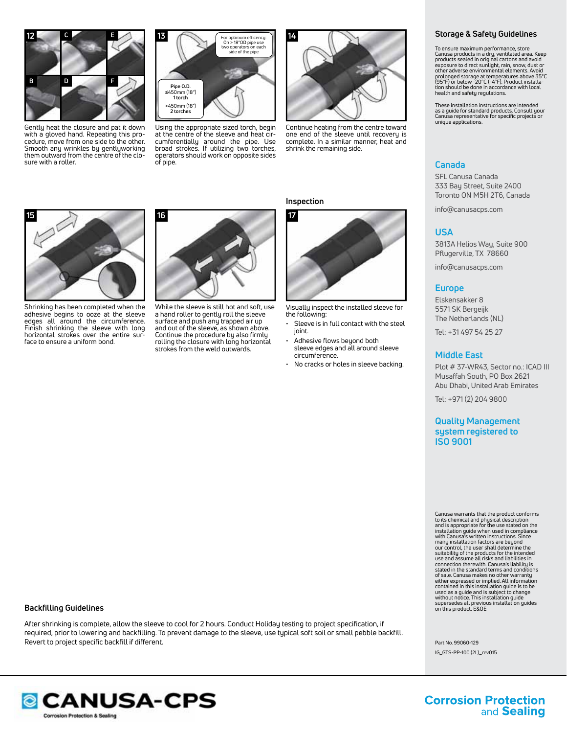12

C

E

B

D

F

Gently heat the closure and pat it down with a gloved hand. Repeating this procedure, move from one side to the other. Smooth any wrinkles by gentlyworking them outward from the centre of the closure with a roller.

13

For optimum efficency: On > 18"OD pipe use two operators on each side of the pipe

Pipe O.D.
≤450mm (18")
1 torch

>450mm (18")
2 torches

Using the appropriate sized torch, begin at the centre of the sleeve and heat circumferentially around the pipe. Use broad strokes. If utilizing two torches, operators should work on opposite sides of pipe.

14

Continue heating from the centre toward one end of the sleeve until recovery is complete. In a similar manner, heat and shrink the remaining side.

15

Shrinking has been completed when the adhesive begins to ooze at the sleeve edges all around the circumference. Finish shrinking the sleeve with long horizontal strokes over the entire surface to ensure a uniform bond.

16

While the sleeve is still hot and soft, use a hand roller to gently roll the sleeve surface and push any trapped air up and out of the sleeve, as shown above. Continue the procedure by also firmly rolling the closure with long horizontal strokes from the weld outwards.

## Inspection

17

Visually inspect the installed sleeve for the following:

- Sleeve is in full contact with the steel joint.
- Adhesive flows beyond both sleeve edges and all around sleeve circumference.
- No cracks or holes in sleeve backing.

## Backfilling Guidelines

After shrinking is complete, allow the sleeve to cool for 2 hours. Conduct Holiday testing to project specification, if required, prior to lowering and backfilling. To prevent damage to the sleeve, use typical soft soil or small pebble backfill. Revert to project specific backfill if different.

## Storage & Safety Guidelines

To ensure maximum performance, store Canusa products in a dry, ventilated area. Keep products sealed in original cartons and avoid exposure to direct sunlight, rain, snow, dust or other adverse environmental elements. Avoid prolonged storage at temperatures above 35°C (95°F) or below -20°C (-4°F). Product installation should be done in accordance with local health and safety regulations.

These installation instructions are intended as a guide for standard products. Consult your Canusa representative for specific projects or unique applications.

## Canada

SFL Canusa Canada
333 Bay Street, Suite 2400
Toronto ON M5H 2T6, Canada

info@canusacps.com

## USA

3813A Helios Way, Suite 900
Pflugerville, TX 78660

info@canusacps.com

## Europe

Elskensakker 8
5571 SK Bergeijk
The Netherlands (NL)

Tel: +31 497 54 25 27

## Middle East

Plot # 37-WR43, Sector no.: ICAD III
Musaffah South, PO Box 2621
Abu Dhabi, United Arab Emirates

Tel: +971 (2) 204 9800

## Quality Management system registered to ISO 9001

Canusa warrants that the product conforms to its chemical and physical description and is appropriate for the use stated on the installation guide when used in compliance with Canusa's written instructions. Since many installation factors are beyond our control, the user shall determine the suitability of the products for the intended use and assume all risks and liabilities in connection therewith. Canusa's liability is stated in the standard terms and conditions of sale. Canusa makes no other warranty either expressed or implied. All information contained in this installation guide is to be used as a guide and is subject to change without notice. This installation guide supersedes all previous installation guides on this product. E&OE

Part No. 99060-129

IG_GTS-PP-100 (2L)_rev015

CANUSA-CPS
Corrosion Protection & Sealing

Corrosion Protection and Sealing